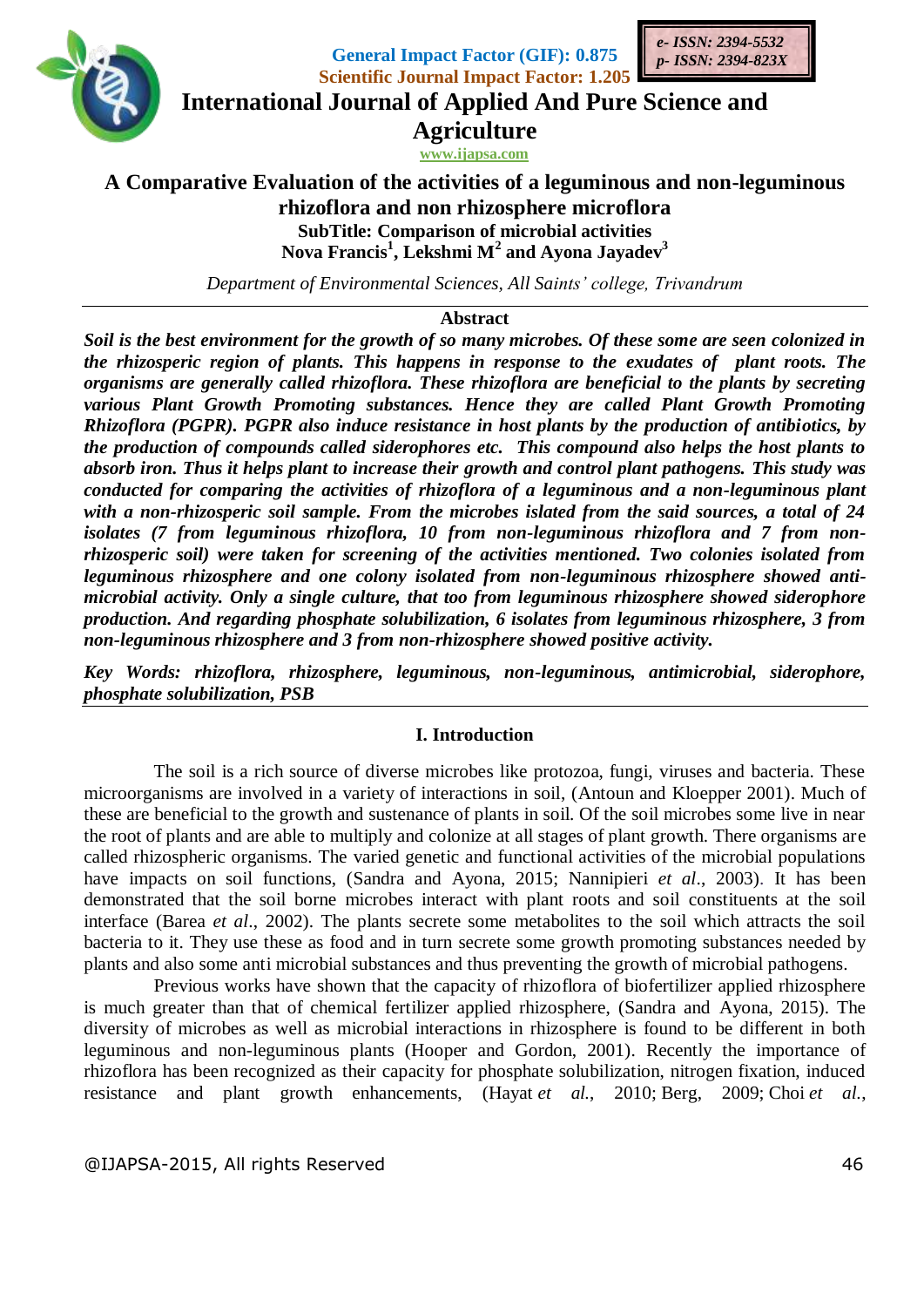General Impact Factor (GIF): 0.875
Scientific Journal Impact Factor: 1.205

e- ISSN: 2394-5532
p- ISSN: 2394-823X

# International Journal of Applied And Pure Science and Agriculture

www.ijapsa.com

## A Comparative Evaluation of the activities of a leguminous and non-leguminous rhizoflora and non rhizosphere microflora

### SubTitle: Comparison of microbial activities

**Nova Francis[1], Lekshmi M[2] and Ayona Jayadev[3]**

*Department of Environmental Sciences, All Saints' college, Trivandrum*

### Abstract

***Soil is the best environment for the growth of so many microbes. Of these some are seen colonized in the rhizosperic region of plants. This happens in response to the exudates of plant roots. The organisms are generally called rhizoflora. These rhizoflora are beneficial to the plants by secreting various Plant Growth Promoting substances. Hence they are called Plant Growth Promoting Rhizoflora (PGPR). PGPR also induce resistance in host plants by the production of antibiotics, by the production of compounds called siderophores etc. This compound also helps the host plants to absorb iron. Thus it helps plant to increase their growth and control plant pathogens. This study was conducted for comparing the activities of rhizoflora of a leguminous and a non-leguminous plant with a non-rhizosperic soil sample. From the microbes islated from the said sources, a total of 24 isolates (7 from leguminous rhizoflora, 10 from non-leguminous rhizoflora and 7 from non-rhizosperic soil) were taken for screening of the activities mentioned. Two colonies isolated from leguminous rhizosphere and one colony isolated from non-leguminous rhizosphere showed anti-microbial activity. Only a single culture, that too from leguminous rhizosphere showed siderophore production. And regarding phosphate solubilization, 6 isolates from leguminous rhizosphere, 3 from non-leguminous rhizosphere and 3 from non-rhizosphere showed positive activity.***

***Key Words: rhizoflora, rhizosphere, leguminous, non-leguminous, antimicrobial, siderophore, phosphate solubilization, PSB***

## I. Introduction

The soil is a rich source of diverse microbes like protozoa, fungi, viruses and bacteria. These microorganisms are involved in a variety of interactions in soil, (Antoun and Kloepper 2001). Much of these are beneficial to the growth and sustenance of plants in soil. Of the soil microbes some live in near the root of plants and are able to multiply and colonize at all stages of plant growth. There organisms are called rhizospheric organisms. The varied genetic and functional activities of the microbial populations have impacts on soil functions, (Sandra and Ayona, 2015; Nannipieri *et al*., 2003). It has been demonstrated that the soil borne microbes interact with plant roots and soil constituents at the soil interface (Barea *et al*., 2002). The plants secrete some metabolites to the soil which attracts the soil bacteria to it. They use these as food and in turn secrete some growth promoting substances needed by plants and also some anti microbial substances and thus preventing the growth of microbial pathogens.

Previous works have shown that the capacity of rhizoflora of biofertilizer applied rhizosphere is much greater than that of chemical fertilizer applied rhizosphere, (Sandra and Ayona, 2015). The diversity of microbes as well as microbial interactions in rhizosphere is found to be different in both leguminous and non-leguminous plants (Hooper and Gordon, 2001). Recently the importance of rhizoflora has been recognized as their capacity for phosphate solubilization, nitrogen fixation, induced resistance and plant growth enhancements, (Hayat *et al.*, 2010; Berg, 2009; Choi *et al.*,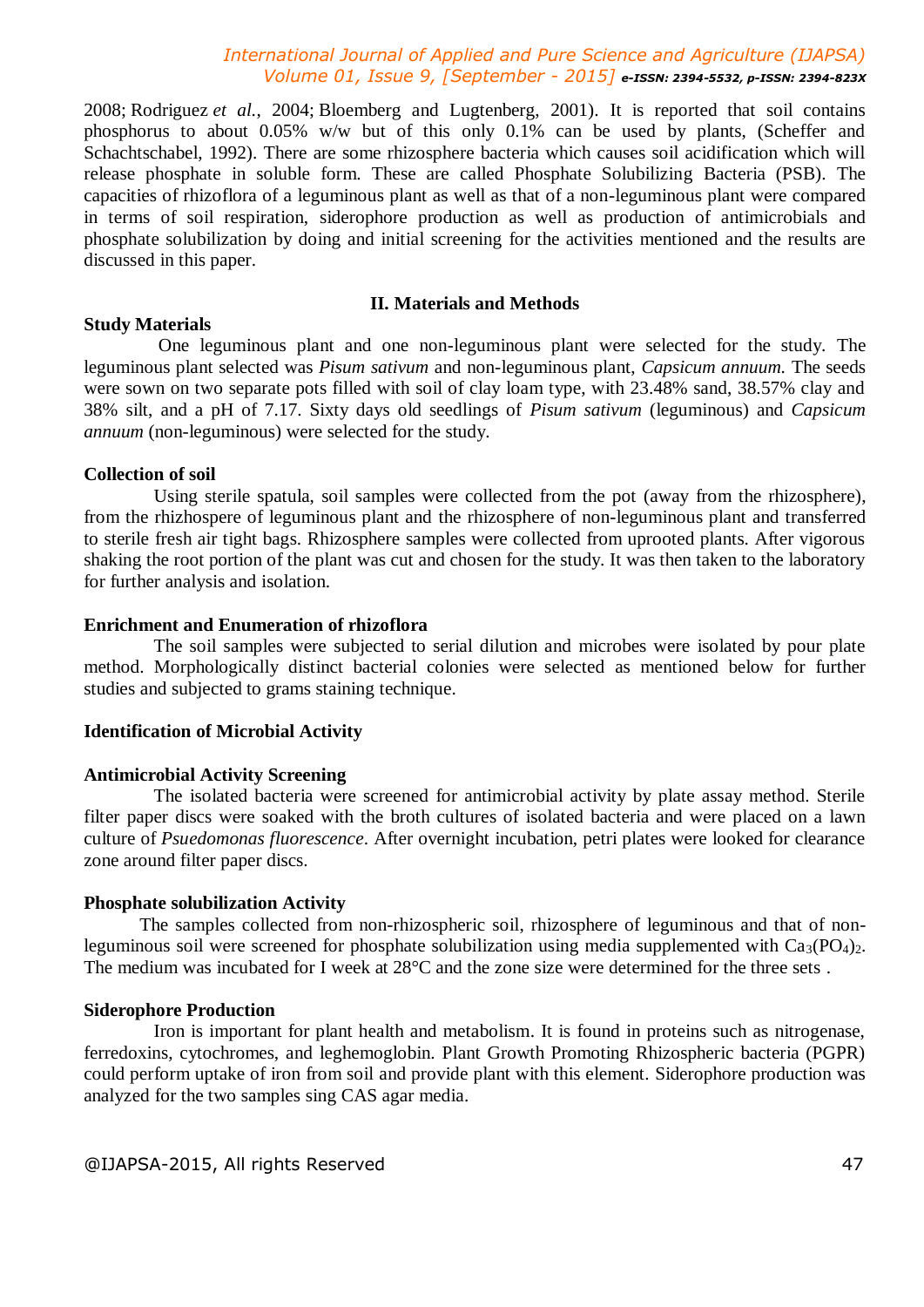2008; Rodriguez *et al.*, 2004; Bloemberg and Lugtenberg, 2001). It is reported that soil contains phosphorus to about 0.05% w/w but of this only 0.1% can be used by plants, (Scheffer and Schachtschabel, 1992). There are some rhizosphere bacteria which causes soil acidification which will release phosphate in soluble form. These are called Phosphate Solubilizing Bacteria (PSB). The capacities of rhizoflora of a leguminous plant as well as that of a non-leguminous plant were compared in terms of soil respiration, siderophore production as well as production of antimicrobials and phosphate solubilization by doing and initial screening for the activities mentioned and the results are discussed in this paper.

## II. Materials and Methods

### Study Materials

One leguminous plant and one non-leguminous plant were selected for the study. The leguminous plant selected was *Pisum sativum* and non-leguminous plant, *Capsicum annuum.* The seeds were sown on two separate pots filled with soil of clay loam type, with 23.48% sand, 38.57% clay and 38% silt, and a pH of 7.17. Sixty days old seedlings of *Pisum sativum* (leguminous) and *Capsicum annuum* (non-leguminous) were selected for the study.

### Collection of soil

Using sterile spatula, soil samples were collected from the pot (away from the rhizosphere), from the rhizhospere of leguminous plant and the rhizosphere of non-leguminous plant and transferred to sterile fresh air tight bags. Rhizosphere samples were collected from uprooted plants. After vigorous shaking the root portion of the plant was cut and chosen for the study. It was then taken to the laboratory for further analysis and isolation.

### Enrichment and Enumeration of rhizoflora

The soil samples were subjected to serial dilution and microbes were isolated by pour plate method. Morphologically distinct bacterial colonies were selected as mentioned below for further studies and subjected to grams staining technique.

### Identification of Microbial Activity

### Antimicrobial Activity Screening

The isolated bacteria were screened for antimicrobial activity by plate assay method. Sterile filter paper discs were soaked with the broth cultures of isolated bacteria and were placed on a lawn culture of *Psuedomonas fluorescence*. After overnight incubation, petri plates were looked for clearance zone around filter paper discs.

### Phosphate solubilization Activity

The samples collected from non-rhizospheric soil, rhizosphere of leguminous and that of non-leguminous soil were screened for phosphate solubilization using media supplemented with $Ca_3(PO_4)_2$. The medium was incubated for I week at 28°C and the zone size were determined for the three sets .

### Siderophore Production

Iron is important for plant health and metabolism. It is found in proteins such as nitrogenase, ferredoxins, cytochromes, and leghemoglobin. Plant Growth Promoting Rhizospheric bacteria (PGPR) could perform uptake of iron from soil and provide plant with this element. Siderophore production was analyzed for the two samples sing CAS agar media.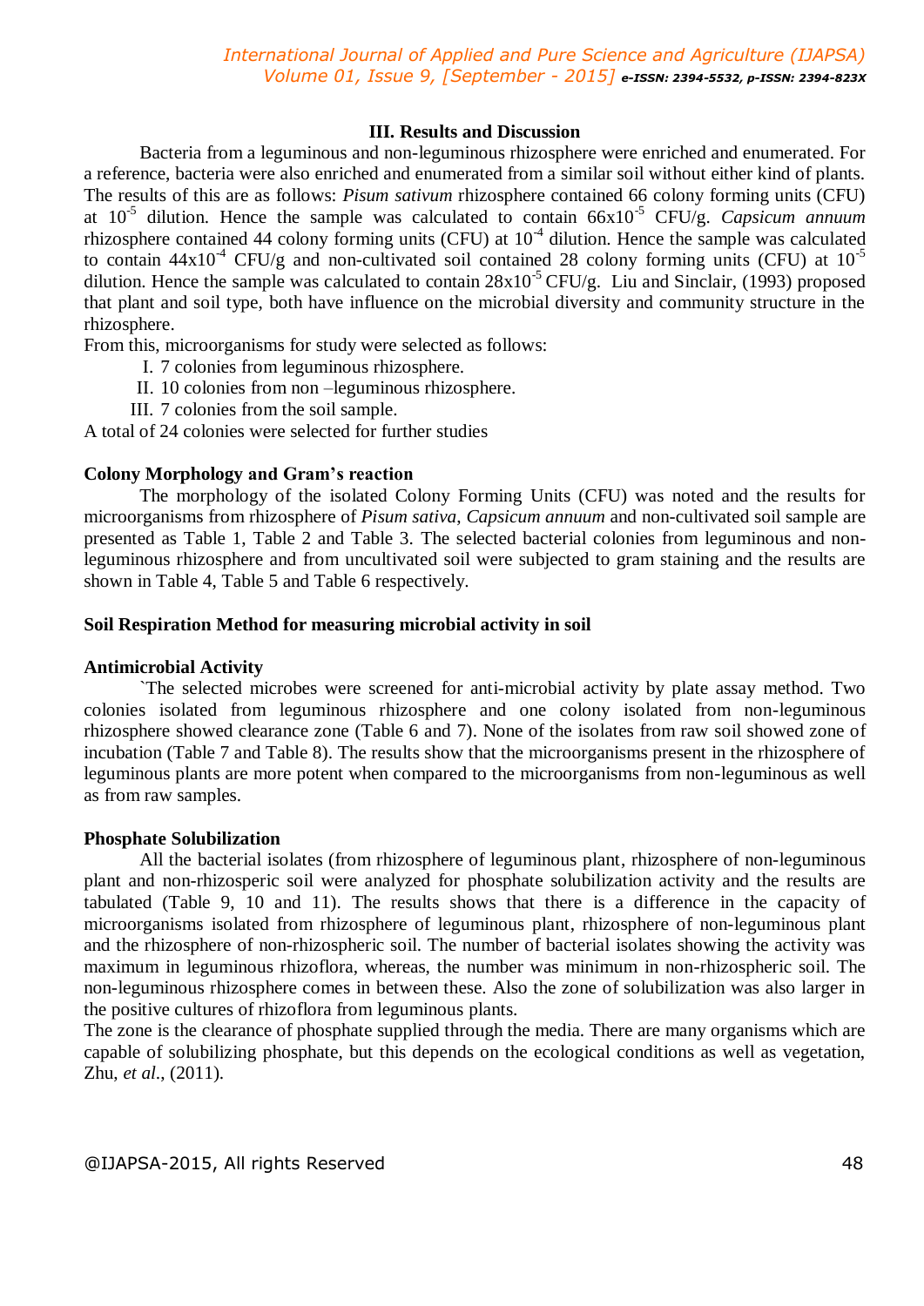## III. Results and Discussion

Bacteria from a leguminous and non-leguminous rhizosphere were enriched and enumerated. For a reference, bacteria were also enriched and enumerated from a similar soil without either kind of plants. The results of this are as follows: *Pisum sativum* rhizosphere contained 66 colony forming units (CFU) at $10^{-5}$ dilution. Hence the sample was calculated to contain 66x$10^{-5}$ CFU/g. *Capsicum annuum* rhizosphere contained 44 colony forming units (CFU) at $10^{-4}$ dilution. Hence the sample was calculated to contain 44x$10^{-4}$ CFU/g and non-cultivated soil contained 28 colony forming units (CFU) at $10^{-5}$ dilution. Hence the sample was calculated to contain 28x$10^{-5}$ CFU/g. Liu and Sinclair, (1993) proposed that plant and soil type, both have influence on the microbial diversity and community structure in the rhizosphere.

From this, microorganisms for study were selected as follows:

I. 7 colonies from leguminous rhizosphere.
II. 10 colonies from non –leguminous rhizosphere.
III. 7 colonies from the soil sample.

A total of 24 colonies were selected for further studies

### Colony Morphology and Gram's reaction

The morphology of the isolated Colony Forming Units (CFU) was noted and the results for microorganisms from rhizosphere of *Pisum sativa, Capsicum annuum* and non-cultivated soil sample are presented as Table 1, Table 2 and Table 3. The selected bacterial colonies from leguminous and non-leguminous rhizosphere and from uncultivated soil were subjected to gram staining and the results are shown in Table 4, Table 5 and Table 6 respectively.

### Soil Respiration Method for measuring microbial activity in soil

### Antimicrobial Activity

`The selected microbes were screened for anti-microbial activity by plate assay method. Two colonies isolated from leguminous rhizosphere and one colony isolated from non-leguminous rhizosphere showed clearance zone (Table 6 and 7). None of the isolates from raw soil showed zone of incubation (Table 7 and Table 8). The results show that the microorganisms present in the rhizosphere of leguminous plants are more potent when compared to the microorganisms from non-leguminous as well as from raw samples.

### Phosphate Solubilization

All the bacterial isolates (from rhizosphere of leguminous plant, rhizosphere of non-leguminous plant and non-rhizosperic soil were analyzed for phosphate solubilization activity and the results are tabulated (Table 9, 10 and 11). The results shows that there is a difference in the capacity of microorganisms isolated from rhizosphere of leguminous plant, rhizosphere of non-leguminous plant and the rhizosphere of non-rhizospheric soil. The number of bacterial isolates showing the activity was maximum in leguminous rhizoflora, whereas, the number was minimum in non-rhizospheric soil. The non-leguminous rhizosphere comes in between these. Also the zone of solubilization was also larger in the positive cultures of rhizoflora from leguminous plants.

The zone is the clearance of phosphate supplied through the media. There are many organisms which are capable of solubilizing phosphate, but this depends on the ecological conditions as well as vegetation, Zhu, *et al*., (2011).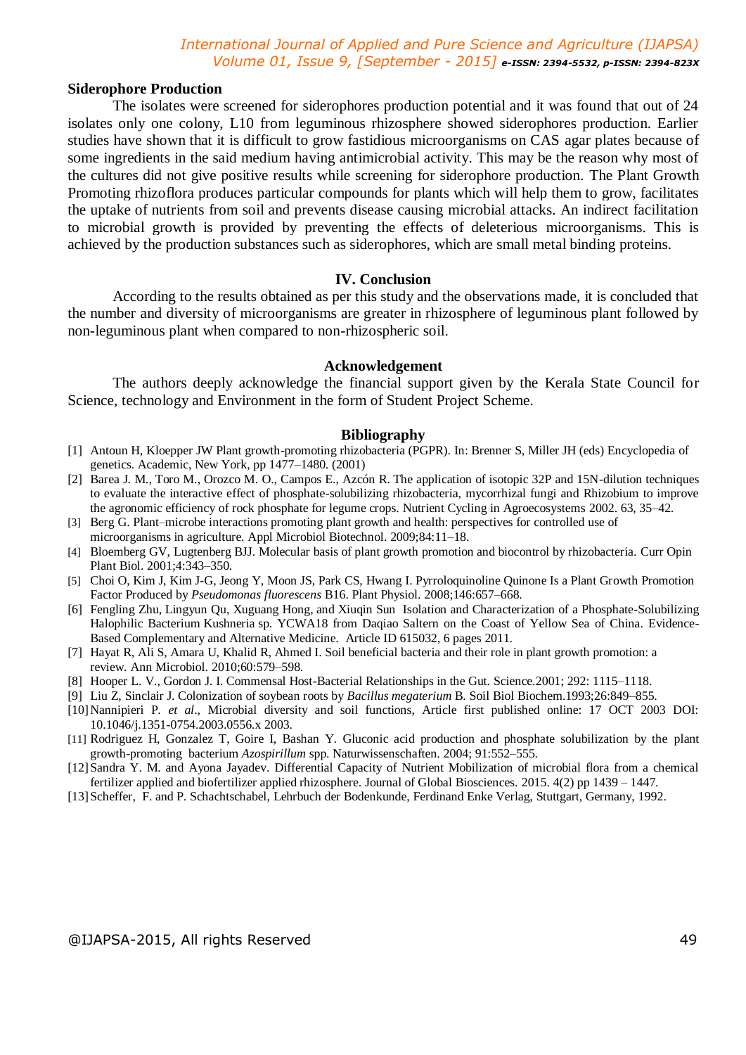## Siderophore Production

The isolates were screened for siderophores production potential and it was found that out of 24 isolates only one colony, L10 from leguminous rhizosphere showed siderophores production. Earlier studies have shown that it is difficult to grow fastidious microorganisms on CAS agar plates because of some ingredients in the said medium having antimicrobial activity. This may be the reason why most of the cultures did not give positive results while screening for siderophore production. The Plant Growth Promoting rhizoflora produces particular compounds for plants which will help them to grow, facilitates the uptake of nutrients from soil and prevents disease causing microbial attacks. An indirect facilitation to microbial growth is provided by preventing the effects of deleterious microorganisms. This is achieved by the production substances such as siderophores, which are small metal binding proteins.

## IV. Conclusion

According to the results obtained as per this study and the observations made, it is concluded that the number and diversity of microorganisms are greater in rhizosphere of leguminous plant followed by non-leguminous plant when compared to non-rhizospheric soil.

## Acknowledgement

The authors deeply acknowledge the financial support given by the Kerala State Council for Science, technology and Environment in the form of Student Project Scheme.

## Bibliography

[1] Antoun H, Kloepper JW Plant growth-promoting rhizobacteria (PGPR). In: Brenner S, Miller JH (eds) Encyclopedia of genetics. Academic, New York, pp 1477–1480. (2001)

[2] Barea J. M., Toro M., Orozco M. O., Campos E., Azcón R. The application of isotopic 32P and 15N-dilution techniques to evaluate the interactive effect of phosphate-solubilizing rhizobacteria, mycorrhizal fungi and Rhizobium to improve the agronomic efficiency of rock phosphate for legume crops. Nutrient Cycling in Agroecosystems 2002. 63, 35–42.

[3] Berg G. Plant–microbe interactions promoting plant growth and health: perspectives for controlled use of microorganisms in agriculture. Appl Microbiol Biotechnol. 2009;84:11–18.

[4] Bloemberg GV, Lugtenberg BJJ. Molecular basis of plant growth promotion and biocontrol by rhizobacteria. Curr Opin Plant Biol. 2001;4:343–350.

[5] Choi O, Kim J, Kim J-G, Jeong Y, Moon JS, Park CS, Hwang I. Pyrroloquinoline Quinone Is a Plant Growth Promotion Factor Produced by *Pseudomonas fluorescens* B16. Plant Physiol. 2008;146:657–668.

[6] Fengling Zhu, Lingyun Qu, Xuguang Hong, and Xiuqin Sun Isolation and Characterization of a Phosphate-Solubilizing Halophilic Bacterium Kushneria sp. YCWA18 from Daqiao Saltern on the Coast of Yellow Sea of China. Evidence-Based Complementary and Alternative Medicine. Article ID 615032, 6 pages 2011.

[7] Hayat R, Ali S, Amara U, Khalid R, Ahmed I. Soil beneficial bacteria and their role in plant growth promotion: a review. Ann Microbiol. 2010;60:579–598.

[8] Hooper L. V., Gordon J. I. Commensal Host-Bacterial Relationships in the Gut. Science.2001; 292: 1115–1118.

[9] Liu Z, Sinclair J. Colonization of soybean roots by *Bacillus megaterium* B. Soil Biol Biochem.1993;26:849–855.

[10] Nannipieri P. *et al*., Microbial diversity and soil functions, Article first published online: 17 OCT 2003 DOI: 10.1046/j.1351-0754.2003.0556.x 2003.

[11] Rodriguez H, Gonzalez T, Goire I, Bashan Y. Gluconic acid production and phosphate solubilization by the plant growth-promoting bacterium *Azospirillum* spp. Naturwissenschaften. 2004; 91:552–555.

[12] Sandra Y. M. and Ayona Jayadev. Differential Capacity of Nutrient Mobilization of microbial flora from a chemical fertilizer applied and biofertilizer applied rhizosphere. Journal of Global Biosciences. 2015. 4(2) pp 1439 – 1447.

[13] Scheffer, F. and P. Schachtschabel, Lehrbuch der Bodenkunde, Ferdinand Enke Verlag, Stuttgart, Germany, 1992.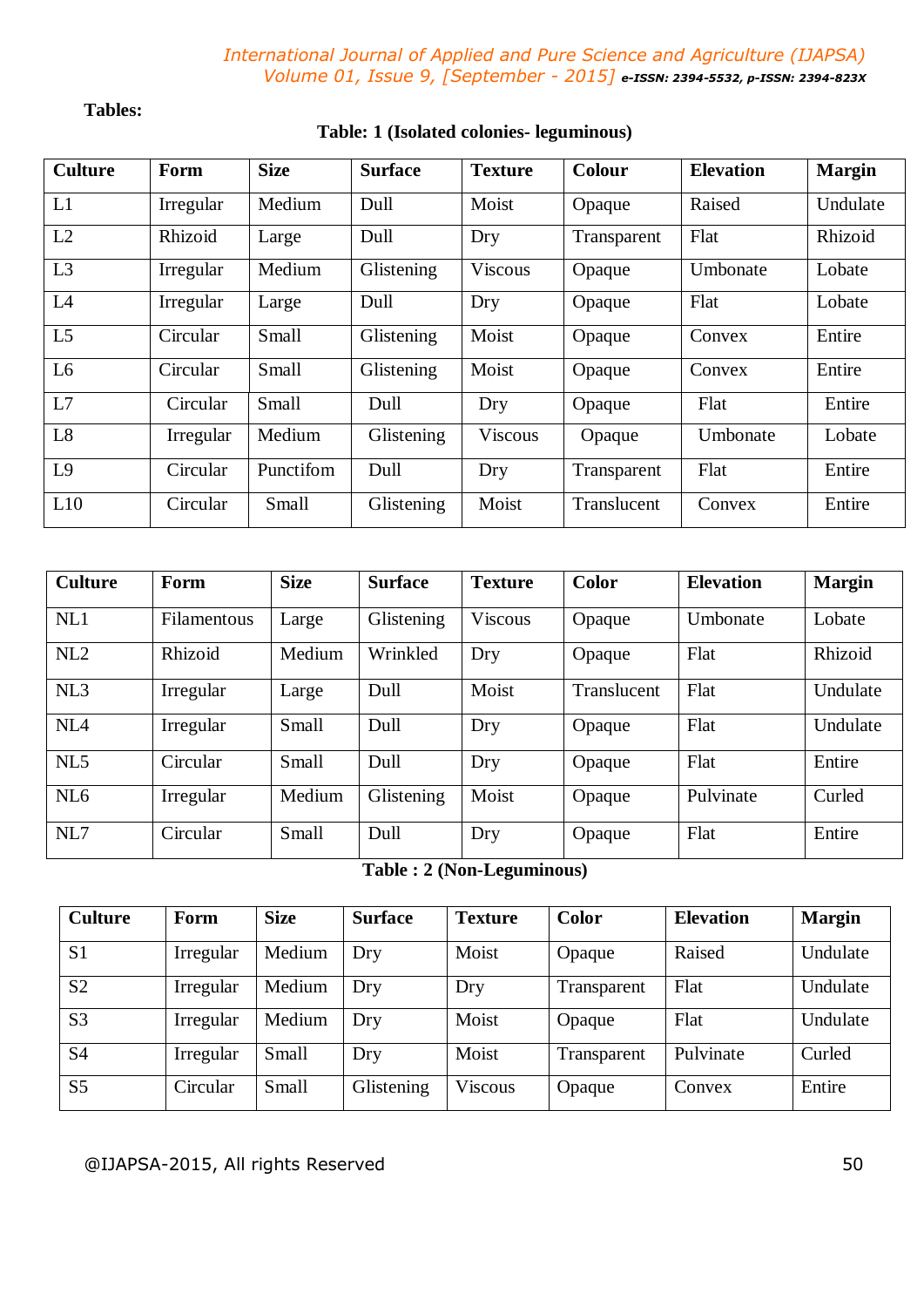**Tables:**

**Table: 1 (Isolated colonies- leguminous)**

| Culture | Form | Size | Surface | Texture | Colour | Elevation | Margin |
|---|---|---|---|---|---|---|---|
| L1 | Irregular | Medium | Dull | Moist | Opaque | Raised | Undulate |
| L2 | Rhizoid | Large | Dull | Dry | Transparent | Flat | Rhizoid |
| L3 | Irregular | Medium | Glistening | Viscous | Opaque | Umbonate | Lobate |
| L4 | Irregular | Large | Dull | Dry | Opaque | Flat | Lobate |
| L5 | Circular | Small | Glistening | Moist | Opaque | Convex | Entire |
| L6 | Circular | Small | Glistening | Moist | Opaque | Convex | Entire |
| L7 | Circular | Small | Dull | Dry | Opaque | Flat | Entire |
| L8 | Irregular | Medium | Glistening | Viscous | Opaque | Umbonate | Lobate |
| L9 | Circular | Punctifom | Dull | Dry | Transparent | Flat | Entire |
| L10 | Circular | Small | Glistening | Moist | Translucent | Convex | Entire |

| Culture | Form | Size | Surface | Texture | Color | Elevation | Margin |
|---|---|---|---|---|---|---|---|
| NL1 | Filamentous | Large | Glistening | Viscous | Opaque | Umbonate | Lobate |
| NL2 | Rhizoid | Medium | Wrinkled | Dry | Opaque | Flat | Rhizoid |
| NL3 | Irregular | Large | Dull | Moist | Translucent | Flat | Undulate |
| NL4 | Irregular | Small | Dull | Dry | Opaque | Flat | Undulate |
| NL5 | Circular | Small | Dull | Dry | Opaque | Flat | Entire |
| NL6 | Irregular | Medium | Glistening | Moist | Opaque | Pulvinate | Curled |
| NL7 | Circular | Small | Dull | Dry | Opaque | Flat | Entire |

**Table : 2 (Non-Leguminous)**

| Culture | Form | Size | Surface | Texture | Color | Elevation | Margin |
|---|---|---|---|---|---|---|---|
| S1 | Irregular | Medium | Dry | Moist | Opaque | Raised | Undulate |
| S2 | Irregular | Medium | Dry | Dry | Transparent | Flat | Undulate |
| S3 | Irregular | Medium | Dry | Moist | Opaque | Flat | Undulate |
| S4 | Irregular | Small | Dry | Moist | Transparent | Pulvinate | Curled |
| S5 | Circular | Small | Glistening | Viscous | Opaque | Convex | Entire |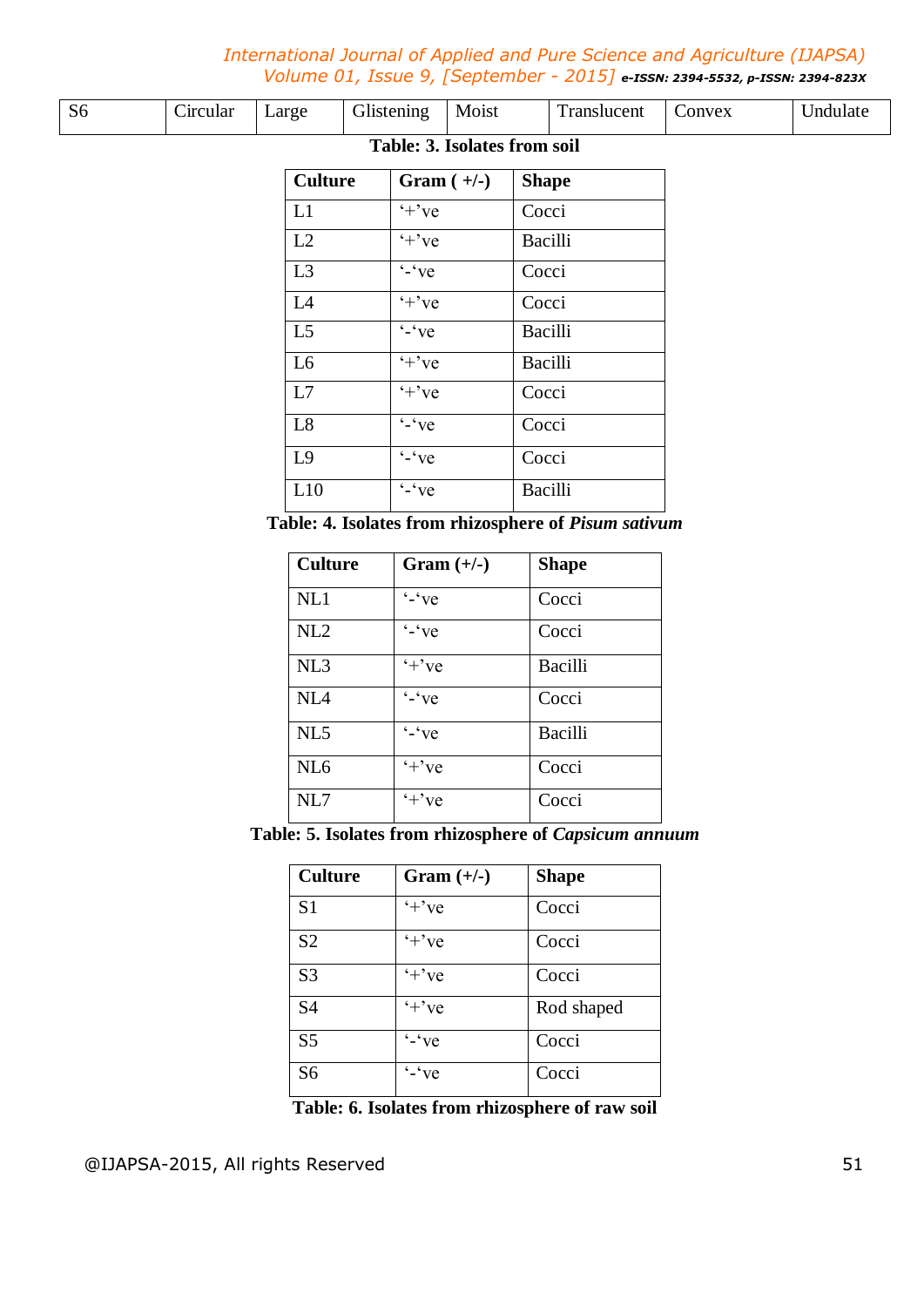| S6 | Circular | Large | Glistening | Moist | Translucent | Convex | Undulate |
|---|---|---|---|---|---|---|---|

**Table: 3. Isolates from soil**

| Culture | Gram ( +/-) | Shape |
|---|---|---|
| L1 | '+'ve | Cocci |
| L2 | '+'ve | Bacilli |
| L3 | '-'ve | Cocci |
| L4 | '+'ve | Cocci |
| L5 | '-'ve | Bacilli |
| L6 | '+'ve | Bacilli |
| L7 | '+'ve | Cocci |
| L8 | '-'ve | Cocci |
| L9 | '-'ve | Cocci |
| L10 | '-'ve | Bacilli |

**Table: 4. Isolates from rhizosphere of *Pisum sativum***

| Culture | Gram (+/-) | Shape |
|---|---|---|
| NL1 | '-'ve | Cocci |
| NL2 | '-'ve | Cocci |
| NL3 | '+'ve | Bacilli |
| NL4 | '-'ve | Cocci |
| NL5 | '-'ve | Bacilli |
| NL6 | '+'ve | Cocci |
| NL7 | '+'ve | Cocci |

**Table: 5. Isolates from rhizosphere of *Capsicum annuum***

| Culture | Gram (+/-) | Shape |
|---|---|---|
| S1 | '+'ve | Cocci |
| S2 | '+'ve | Cocci |
| S3 | '+'ve | Cocci |
| S4 | '+'ve | Rod shaped |
| S5 | '-'ve | Cocci |
| S6 | '-'ve | Cocci |

**Table: 6. Isolates from rhizosphere of raw soil**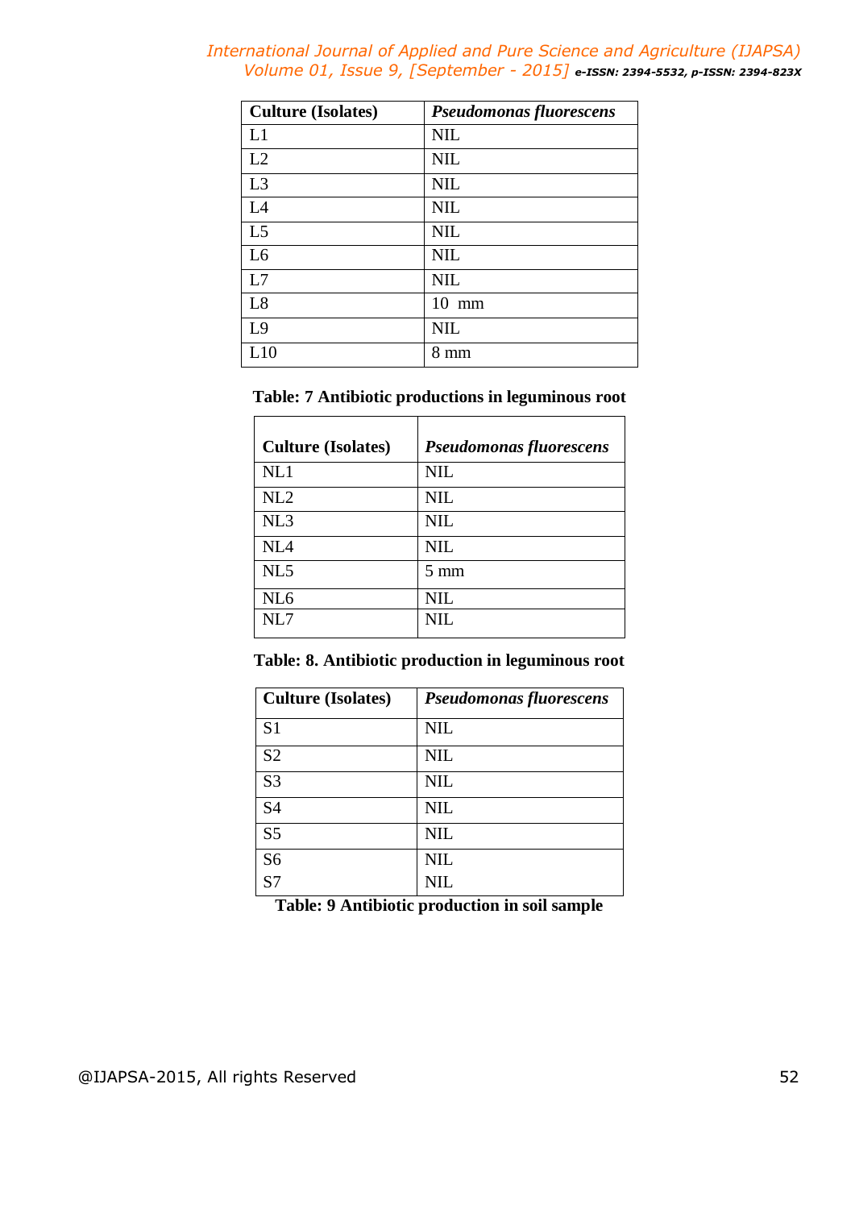| Culture (Isolates) | *Pseudomonas fluorescens* |
|---|---|
| L1 | NIL |
| L2 | NIL |
| L3 | NIL |
| L4 | NIL |
| L5 | NIL |
| L6 | NIL |
| L7 | NIL |
| L8 | 10 mm |
| L9 | NIL |
| L10 | 8 mm |

**Table: 7 Antibiotic productions in leguminous root**

| Culture (Isolates) | *Pseudomonas fluorescens* |
|---|---|
| NL1 | NIL |
| NL2 | NIL |
| NL3 | NIL |
| NL4 | NIL |
| NL5 | 5 mm |
| NL6 | NIL |
| NL7 | NIL |

**Table: 8. Antibiotic production in leguminous root**

| Culture (Isolates) | *Pseudomonas fluorescens* |
|---|---|
| S1 | NIL |
| S2 | NIL |
| S3 | NIL |
| S4 | NIL |
| S5 | NIL |
| S6 | NIL |
| S7 | NIL |

**Table: 9 Antibiotic production in soil sample**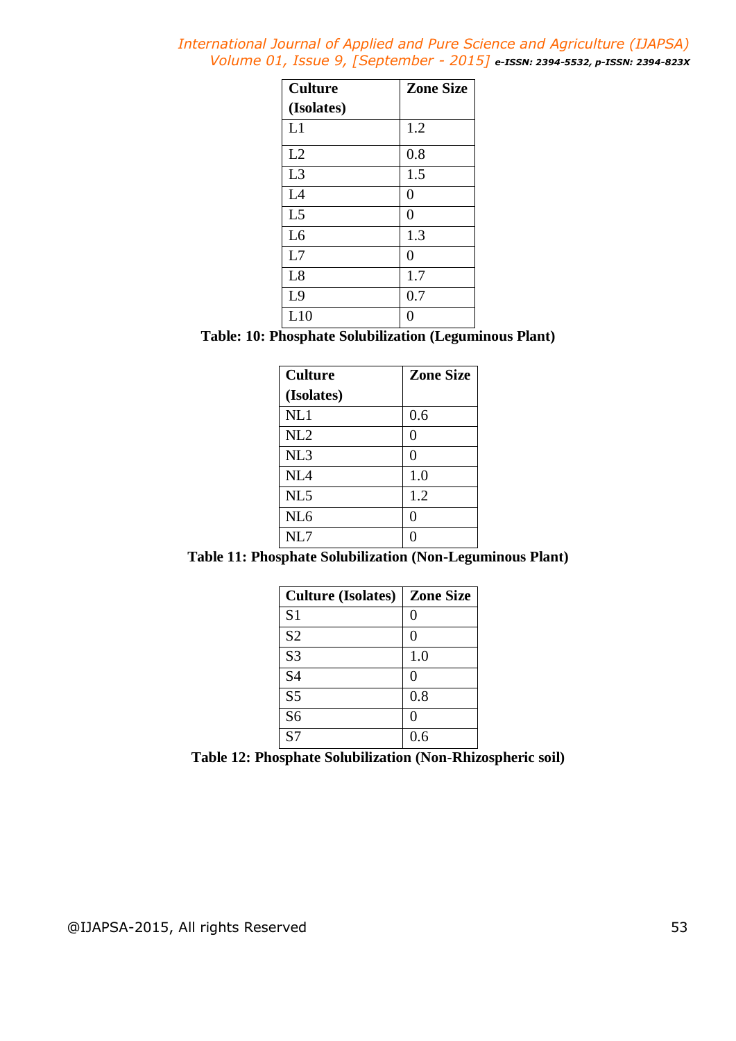| Culture (Isolates) | Zone Size |
|---|---|
| L1 | 1.2 |
| L2 | 0.8 |
| L3 | 1.5 |
| L4 | 0 |
| L5 | 0 |
| L6 | 1.3 |
| L7 | 0 |
| L8 | 1.7 |
| L9 | 0.7 |
| L10 | 0 |

**Table: 10: Phosphate Solubilization (Leguminous Plant)**

| Culture (Isolates) | Zone Size |
|---|---|
| NL1 | 0.6 |
| NL2 | 0 |
| NL3 | 0 |
| NL4 | 1.0 |
| NL5 | 1.2 |
| NL6 | 0 |
| NL7 | 0 |

**Table 11: Phosphate Solubilization (Non-Leguminous Plant)**

| Culture (Isolates) | Zone Size |
|---|---|
| S1 | 0 |
| S2 | 0 |
| S3 | 1.0 |
| S4 | 0 |
| S5 | 0.8 |
| S6 | 0 |
| S7 | 0.6 |

**Table 12: Phosphate Solubilization (Non-Rhizospheric soil)**